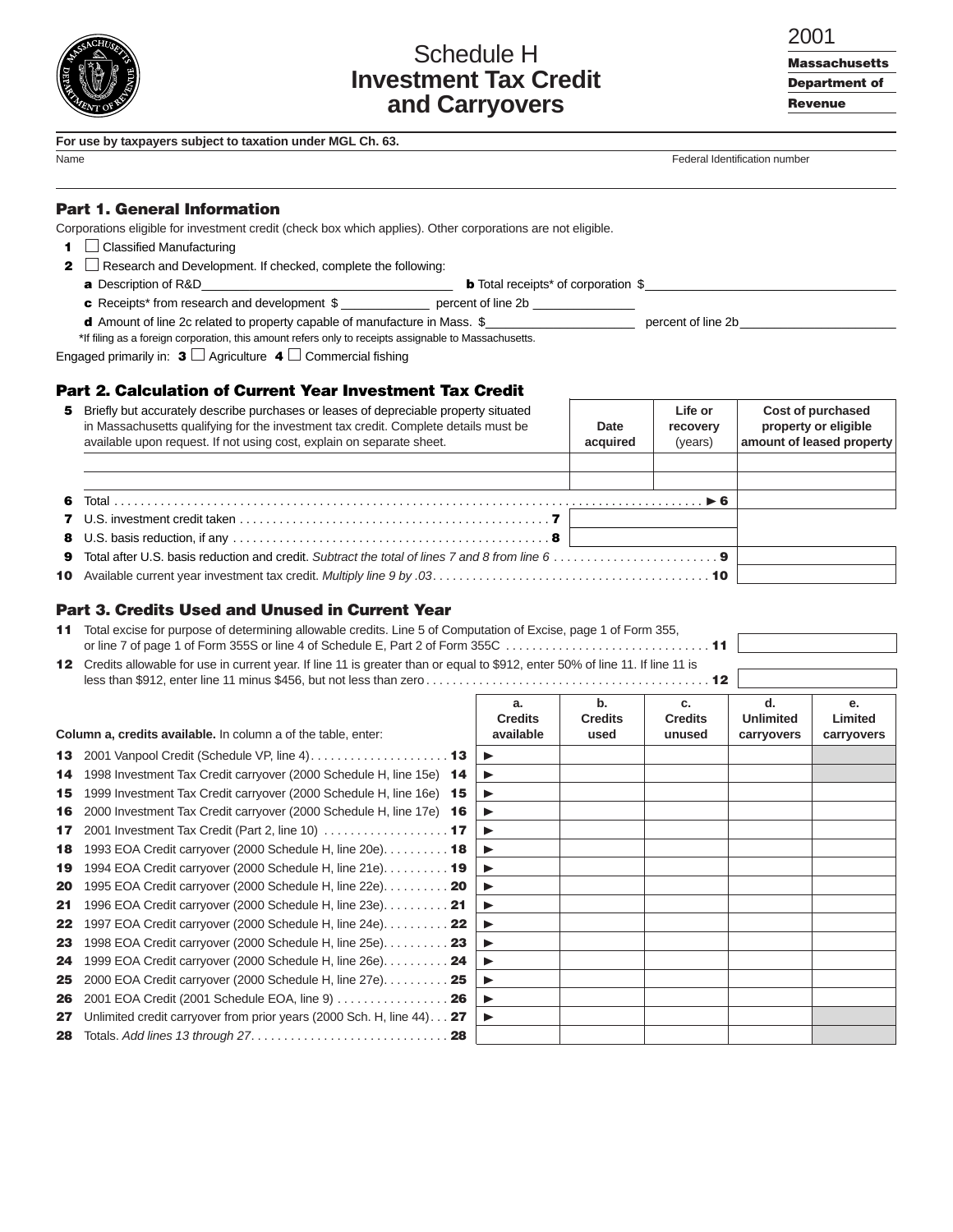# Schedule H
# Investment Tax Credit and Carryovers

2001

**Massachusetts Department of Revenue**

**For use by taxpayers subject to taxation under MGL Ch. 63.**

Name | Federal Identification number

## Part 1. General Information

Corporations eligible for investment credit (check box which applies). Other corporations are not eligible.

**1** ☐ Classified Manufacturing

**2** ☐ Research and Development. If checked, complete the following:

**a** Description of R&D ______________ **b** Total receipts* of corporation $ ______________

**c** Receipts* from research and development $ __________ percent of line 2b __________

**d** Amount of line 2c related to property capable of manufacture in Mass. $ __________ percent of line 2b __________

*If filing as a foreign corporation, this amount refers only to receipts assignable to Massachusetts.

Engaged primarily in: **3** ☐ Agriculture **4** ☐ Commercial fishing

## Part 2. Calculation of Current Year Investment Tax Credit

| | | Date acquired | Life or recovery (years) | Cost of purchased property or eligible amount of leased property |
|---|---|---|---|---|
| **5** | Briefly but accurately describe purchases or leases of depreciable property situated in Massachusetts qualifying for the investment tax credit. Complete details must be available upon request. If not using cost, explain on separate sheet. | | | |
| | | | | |
| | | | | |
| **6** | Total ► **6** | | | |
| **7** | U.S. investment credit taken **7** | | | |
| **8** | U.S. basis reduction, if any **8** | | | |
| **9** | Total after U.S. basis reduction and credit. *Subtract the total of lines 7 and 8 from line 6* **9** | | | |
| **10** | Available current year investment tax credit. *Multiply line 9 by .03* **10** | | | |

## Part 3. Credits Used and Unused in Current Year

**11** Total excise for purpose of determining allowable credits. Line 5 of Computation of Excise, page 1 of Form 355, or line 7 of page 1 of Form 355S or line 4 of Schedule E, Part 2 of Form 355C **11** ______

**12** Credits allowable for use in current year. If line 11 is greater than or equal to $912, enter 50% of line 11. If line 11 is less than $912, enter line 11 minus $456, but not less than zero **12** ______

| | **Column a, credits available.** In column a of the table, enter: | a. Credits available | b. Credits used | c. Credits unused | d. Unlimited carryovers | e. Limited carryovers |
|---|---|---|---|---|---|---|
| **13** | 2001 Vanpool Credit (Schedule VP, line 4) **13** | ► | | | | |
| **14** | 1998 Investment Tax Credit carryover (2000 Schedule H, line 15e) **14** | ► | | | | |
| **15** | 1999 Investment Tax Credit carryover (2000 Schedule H, line 16e) **15** | ► | | | | |
| **16** | 2000 Investment Tax Credit carryover (2000 Schedule H, line 17e) **16** | ► | | | | |
| **17** | 2001 Investment Tax Credit (Part 2, line 10) **17** | ► | | | | |
| **18** | 1993 EOA Credit carryover (2000 Schedule H, line 20e) **18** | ► | | | | |
| **19** | 1994 EOA Credit carryover (2000 Schedule H, line 21e) **19** | ► | | | | |
| **20** | 1995 EOA Credit carryover (2000 Schedule H, line 22e) **20** | ► | | | | |
| **21** | 1996 EOA Credit carryover (2000 Schedule H, line 23e) **21** | ► | | | | |
| **22** | 1997 EOA Credit carryover (2000 Schedule H, line 24e) **22** | ► | | | | |
| **23** | 1998 EOA Credit carryover (2000 Schedule H, line 25e) **23** | ► | | | | |
| **24** | 1999 EOA Credit carryover (2000 Schedule H, line 26e) **24** | ► | | | | |
| **25** | 2000 EOA Credit carryover (2000 Schedule H, line 27e) **25** | ► | | | | |
| **26** | 2001 EOA Credit (2001 Schedule EOA, line 9) **26** | ► | | | | |
| **27** | Unlimited credit carryover from prior years (2000 Sch. H, line 44) **27** | ► | | | | |
| **28** | Totals. *Add lines 13 through 27* **28** | | | | | |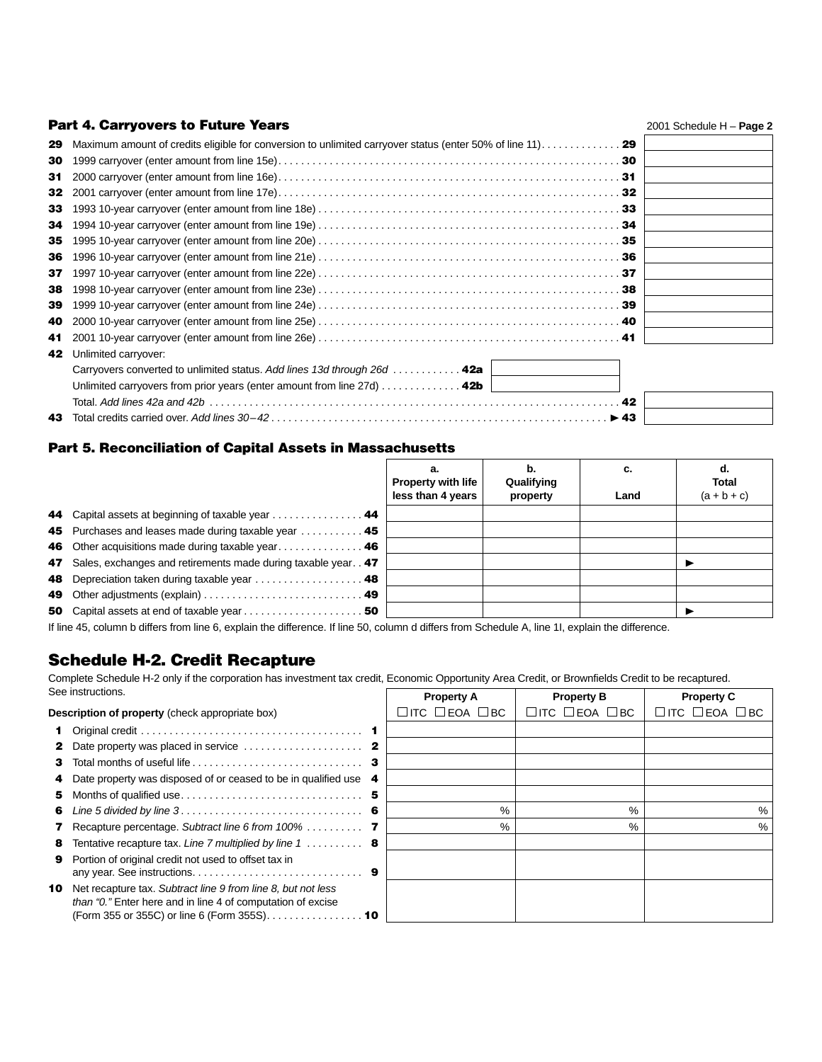## Part 4. Carryovers to Future Years

| | | |
|---|---|---|
| 29 | Maximum amount of credits eligible for conversion to unlimited carryover status (enter 50% of line 11) . . . . . . . . . . . . . 29 | |
| 30 | 1999 carryover (enter amount from line 15e) . . . . . 30 | |
| 31 | 2000 carryover (enter amount from line 16e) . . . . . 31 | |
| 32 | 2001 carryover (enter amount from line 17e) . . . . . 32 | |
| 33 | 1993 10-year carryover (enter amount from line 18e) . . . . . 33 | |
| 34 | 1994 10-year carryover (enter amount from line 19e) . . . . . 34 | |
| 35 | 1995 10-year carryover (enter amount from line 20e) . . . . . 35 | |
| 36 | 1996 10-year carryover (enter amount from line 21e) . . . . . 36 | |
| 37 | 1997 10-year carryover (enter amount from line 22e) . . . . . 37 | |
| 38 | 1998 10-year carryover (enter amount from line 23e) . . . . . 38 | |
| 39 | 1999 10-year carryover (enter amount from line 24e) . . . . . 39 | |
| 40 | 2000 10-year carryover (enter amount from line 25e) . . . . . 40 | |
| 41 | 2001 10-year carryover (enter amount from line 26e) . . . . . 41 | |
| 42 | Unlimited carryover: | |
| | Carryovers converted to unlimited status. *Add lines 13d through 26d* . . . . . . . . . . . . 42a | |
| | Unlimited carryovers from prior years (enter amount from line 27d) . . . . . . . . . . . . . . 42b | |
| | Total. *Add lines 42a and 42b* . . . . . 42 | |
| 43 | Total credits carried over. *Add lines 30 – 42* . . . . . ► 43 | |

## Part 5. Reconciliation of Capital Assets in Massachusetts

| | a. Property with life less than 4 years | b. Qualifying property | c. Land | d. Total (a + b + c) |
|---|---|---|---|---|
| 44 Capital assets at beginning of taxable year . . . . . 44 | | | | |
| 45 Purchases and leases made during taxable year . . . . . 45 | | | | |
| 46 Other acquisitions made during taxable year . . . . . 46 | | | | |
| 47 Sales, exchanges and retirements made during taxable year . . 47 | | | | ► |
| 48 Depreciation taken during taxable year . . . . . 48 | | | | |
| 49 Other adjustments (explain) . . . . . 49 | | | | |
| 50 Capital assets at end of taxable year . . . . . 50 | | | | ► |

If line 45, column b differs from line 6, explain the difference. If line 50, column d differs from Schedule A, line 1I, explain the difference.

# Schedule H-2. Credit Recapture

Complete Schedule H-2 only if the corporation has investment tax credit, Economic Opportunity Area Credit, or Brownfields Credit to be recaptured. See instructions.

| | Property A | Property B | Property C |
|---|---|---|---|
| **Description of property** (check appropriate box) | ☐ ITC ☐ EOA ☐ BC | ☐ ITC ☐ EOA ☐ BC | ☐ ITC ☐ EOA ☐ BC |
| 1 Original credit . . . . . 1 | | | |
| 2 Date property was placed in service . . . . . 2 | | | |
| 3 Total months of useful life . . . . . 3 | | | |
| 4 Date property was disposed of or ceased to be in qualified use 4 | | | |
| 5 Months of qualified use . . . . . 5 | | | |
| 6 *Line 5 divided by line 3* . . . . . 6 | % | % | % |
| 7 Recapture percentage. *Subtract line 6 from 100%* . . . . . 7 | % | % | % |
| 8 Tentative recapture tax. *Line 7 multiplied by line 1* . . . . . 8 | | | |
| 9 Portion of original credit not used to offset tax in any year. See instructions . . . . . 9 | | | |
| 10 Net recapture tax. *Subtract line 9 from line 8, but not less than "0."* Enter here and in line 4 of computation of excise (Form 355 or 355C) or line 6 (Form 355S) . . . . . 10 | | | |